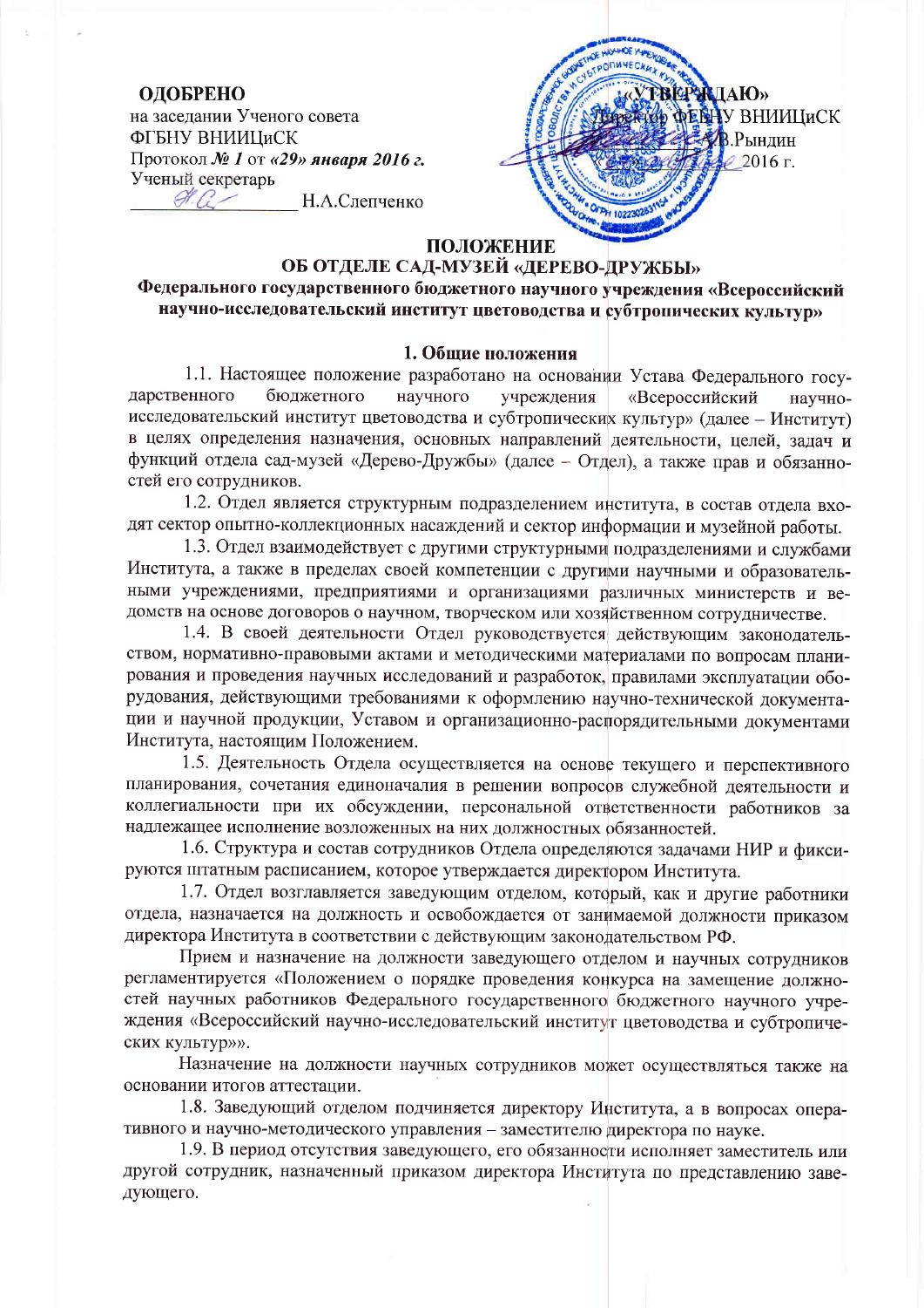**ОДОБРЕНО**
на заседании Ученого совета
ФГБНУ ВНИИЦиСК
Протокол *№ 1* от *«29» января 2016 г.*
Ученый секретарь
_______________ Н.А.Слепченко

**«УТВЕРЖДАЮ»**
Директор ФГБНУ ВНИИЦиСК
_______________ А.В.Рындин
_______________ 2016 г.

# ПОЛОЖЕНИЕ
## ОБ ОТДЕЛЕ САД-МУЗЕЙ «ДЕРЕВО-ДРУЖБЫ»
### Федерального государственного бюджетного научного учреждения «Всероссийский научно-исследовательский институт цветоводства и субтропических культур»

### 1. Общие положения

1.1. Настоящее положение разработано на основании Устава Федерального государственного бюджетного научного учреждения «Всероссийский научно-исследовательский институт цветоводства и субтропических культур» (далее – Институт) в целях определения назначения, основных направлений деятельности, целей, задач и функций отдела сад-музей «Дерево-Дружбы» (далее – Отдел), а также прав и обязанностей его сотрудников.

1.2. Отдел является структурным подразделением института, в состав отдела входят сектор опытно-коллекционных насаждений и сектор информации и музейной работы.

1.3. Отдел взаимодействует с другими структурными подразделениями и службами Института, а также в пределах своей компетенции с другими научными и образовательными учреждениями, предприятиями и организациями различных министерств и ведомств на основе договоров о научном, творческом или хозяйственном сотрудничестве.

1.4. В своей деятельности Отдел руководствуется действующим законодательством, нормативно-правовыми актами и методическими материалами по вопросам планирования и проведения научных исследований и разработок, правилами эксплуатации оборудования, действующими требованиями к оформлению научно-технической документации и научной продукции, Уставом и организационно-распорядительными документами Института, настоящим Положением.

1.5. Деятельность Отдела осуществляется на основе текущего и перспективного планирования, сочетания единоначалия в решении вопросов служебной деятельности и коллегиальности при их обсуждении, персональной ответственности работников за надлежащее исполнение возложенных на них должностных обязанностей.

1.6. Структура и состав сотрудников Отдела определяются задачами НИР и фиксируются штатным расписанием, которое утверждается директором Института.

1.7. Отдел возглавляется заведующим отделом, который, как и другие работники отдела, назначается на должность и освобождается от занимаемой должности приказом директора Института в соответствии с действующим законодательством РФ.

Прием и назначение на должности заведующего отделом и научных сотрудников регламентируется «Положением о порядке проведения конкурса на замещение должностей научных работников Федерального государственного бюджетного научного учреждения «Всероссийский научно-исследовательский институт цветоводства и субтропических культур»».

Назначение на должности научных сотрудников может осуществляться также на основании итогов аттестации.

1.8. Заведующий отделом подчиняется директору Института, а в вопросах оперативного и научно-методического управления – заместителю директора по науке.

1.9. В период отсутствия заведующего, его обязанности исполняет заместитель или другой сотрудник, назначенный приказом директора Института по представлению заведующего.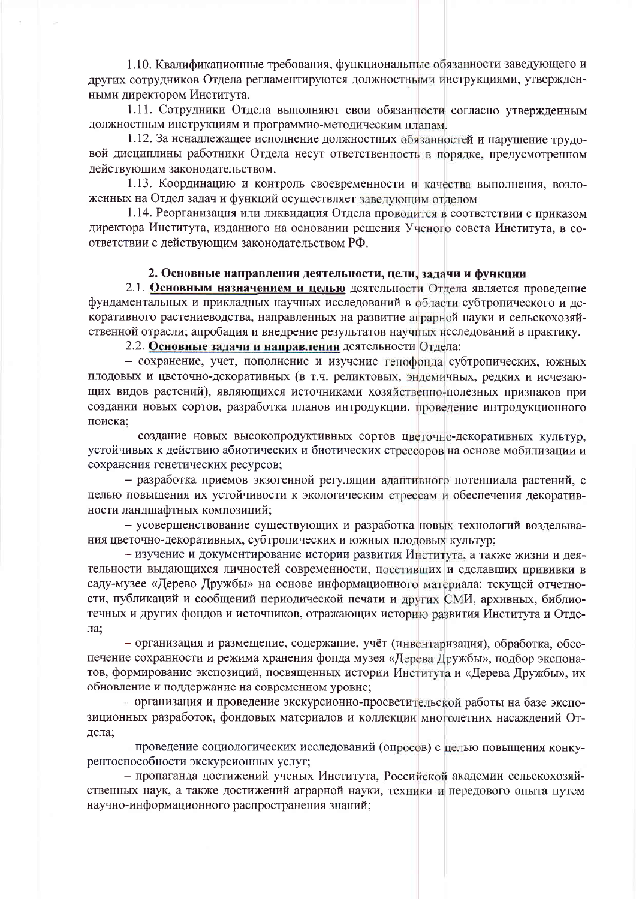1.10. Квалификационные требования, функциональные обязанности заведующего и других сотрудников Отдела регламентируются должностными инструкциями, утвержденными директором Института.

1.11. Сотрудники Отдела выполняют свои обязанности согласно утвержденным должностным инструкциям и программно-методическим планам.

1.12. За ненадлежащее исполнение должностных обязанностей и нарушение трудовой дисциплины работники Отдела несут ответственность в порядке, предусмотренном действующим законодательством.

1.13. Координацию и контроль своевременности и качества выполнения, возложенных на Отдел задач и функций осуществляет заведующим отделом

1.14. Реорганизация или ликвидация Отдела проводится в соответствии с приказом директора Института, изданного на основании решения Ученого совета Института, в соответствии с действующим законодательством РФ.

## 2. Основные направления деятельности, цели, задачи и функции

2.1. **Основным назначением и целью** деятельности Отдела является проведение фундаментальных и прикладных научных исследований в области субтропического и декоративного растениеводства, направленных на развитие аграрной науки и сельскохозяйственной отрасли; апробация и внедрение результатов научных исследований в практику.

2.2. **Основные задачи и направления** деятельности Отдела:

– сохранение, учет, пополнение и изучение генофонда субтропических, южных плодовых и цветочно-декоративных (в т.ч. реликтовых, эндемичных, редких и исчезающих видов растений), являющихся источниками хозяйственно-полезных признаков при создании новых сортов, разработка планов интродукции, проведение интродукционного поиска;

– создание новых высокопродуктивных сортов цветочно-декоративных культур, устойчивых к действию абиотических и биотических стрессоров на основе мобилизации и сохранения генетических ресурсов;

– разработка приемов экзогенной регуляции адаптивного потенциала растений, с целью повышения их устойчивости к экологическим стрессам и обеспечения декоративности ландшафтных композиций;

– усовершенствование существующих и разработка новых технологий возделывания цветочно-декоративных, субтропических и южных плодовых культур;

– изучение и документирование истории развития Института, а также жизни и деятельности выдающихся личностей современности, посетивших и сделавших прививки в саду-музее «Дерево Дружбы» на основе информационного материала: текущей отчетности, публикаций и сообщений периодической печати и других СМИ, архивных, библиотечных и других фондов и источников, отражающих историю развития Института и Отдела;

– организация и размещение, содержание, учёт (инвентаризация), обработка, обеспечение сохранности и режима хранения фонда музея «Дерева Дружбы», подбор экспонатов, формирование экспозиций, посвященных истории Института и «Дерева Дружбы», их обновление и поддержание на современном уровне;

– организация и проведение экскурсионно-просветительской работы на базе экспозиционных разработок, фондовых материалов и коллекции многолетних насаждений Отдела;

– проведение социологических исследований (опросов) с целью повышения конкурентоспособности экскурсионных услуг;

– пропаганда достижений ученых Института, Российской академии сельскохозяйственных наук, а также достижений аграрной науки, техники и передового опыта путем научно-информационного распространения знаний;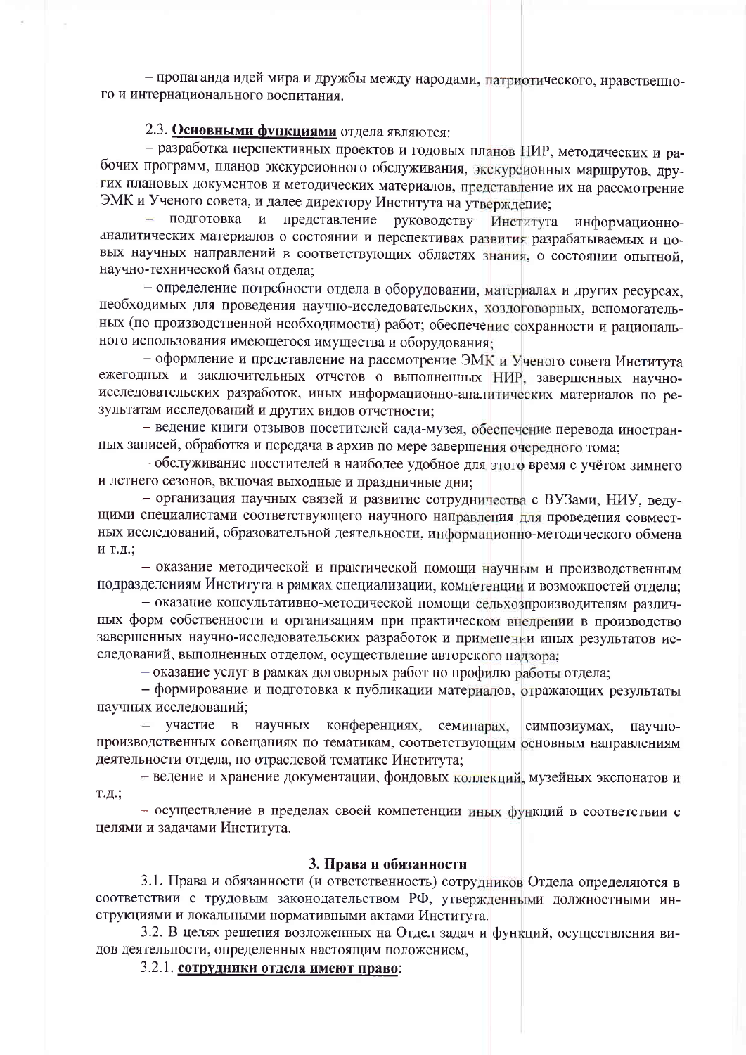– пропаганда идей мира и дружбы между народами, патриотического, нравственного и интернационального воспитания.

2.3. **Основными функциями** отдела являются:

– разработка перспективных проектов и годовых планов НИР, методических и рабочих программ, планов экскурсионного обслуживания, экскурсионных маршрутов, других плановых документов и методических материалов, представление их на рассмотрение ЭМК и Ученого совета, и далее директору Института на утверждение;

– подготовка и представление руководству Института информационно-аналитических материалов о состоянии и перспективах развития разрабатываемых и новых научных направлений в соответствующих областях знания, о состоянии опытной, научно-технической базы отдела;

– определение потребности отдела в оборудовании, материалах и других ресурсах, необходимых для проведения научно-исследовательских, хоздоговорных, вспомогательных (по производственной необходимости) работ; обеспечение сохранности и рационального использования имеющегося имущества и оборудования;

– оформление и представление на рассмотрение ЭМК и Ученого совета Института ежегодных и заключительных отчетов о выполненных НИР, завершенных научно-исследовательских разработок, иных информационно-аналитических материалов по результатам исследований и других видов отчетности;

– ведение книги отзывов посетителей сада-музея, обеспечение перевода иностранных записей, обработка и передача в архив по мере завершения очередного тома;

– обслуживание посетителей в наиболее удобное для этого время с учётом зимнего и летнего сезонов, включая выходные и праздничные дни;

– организация научных связей и развитие сотрудничества с ВУЗами, НИУ, ведущими специалистами соответствующего научного направления для проведения совместных исследований, образовательной деятельности, информационно-методического обмена и т.д.;

– оказание методической и практической помощи научным и производственным подразделениям Института в рамках специализации, компетенции и возможностей отдела;

– оказание консультативно-методической помощи сельхозпроизводителям различных форм собственности и организациям при практическом внедрении в производство завершенных научно-исследовательских разработок и применении иных результатов исследований, выполненных отделом, осуществление авторского надзора;

– оказание услуг в рамках договорных работ по профилю работы отдела;

– формирование и подготовка к публикации материалов, отражающих результаты научных исследований;

– участие в научных конференциях, семинарах, симпозиумах, научно-производственных совещаниях по тематикам, соответствующим основным направлениям деятельности отдела, по отраслевой тематике Института;

– ведение и хранение документации, фондовых коллекций, музейных экспонатов и т.д.;

– осуществление в пределах своей компетенции иных функций в соответствии с целями и задачами Института.

### 3. Права и обязанности

3.1. Права и обязанности (и ответственность) сотрудников Отдела определяются в соответствии с трудовым законодательством РФ, утвержденными должностными инструкциями и локальными нормативными актами Института.

3.2. В целях решения возложенных на Отдел задач и функций, осуществления видов деятельности, определенных настоящим положением,

3.2.1. **сотрудники отдела имеют право**: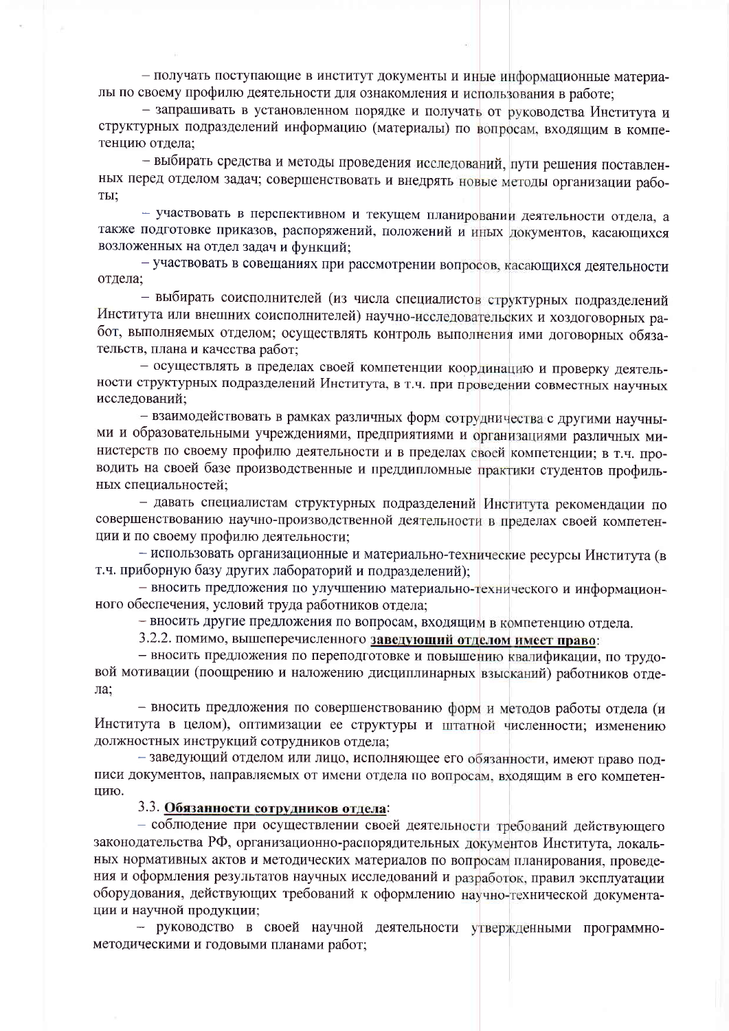– получать поступающие в институт документы и иные информационные материалы по своему профилю деятельности для ознакомления и использования в работе;

– запрашивать в установленном порядке и получать от руководства Института и структурных подразделений информацию (материалы) по вопросам, входящим в компетенцию отдела;

– выбирать средства и методы проведения исследований, пути решения поставленных перед отделом задач; совершенствовать и внедрять новые методы организации работы;

– участвовать в перспективном и текущем планировании деятельности отдела, а также подготовке приказов, распоряжений, положений и иных документов, касающихся возложенных на отдел задач и функций;

– участвовать в совещаниях при рассмотрении вопросов, касающихся деятельности отдела;

– выбирать соисполнителей (из числа специалистов структурных подразделений Института или внешних соисполнителей) научно-исследовательских и хоздоговорных работ, выполняемых отделом; осуществлять контроль выполнения ими договорных обязательств, плана и качества работ;

– осуществлять в пределах своей компетенции координацию и проверку деятельности структурных подразделений Института, в т.ч. при проведении совместных научных исследований;

– взаимодействовать в рамках различных форм сотрудничества с другими научными и образовательными учреждениями, предприятиями и организациями различных министерств по своему профилю деятельности и в пределах своей компетенции; в т.ч. проводить на своей базе производственные и преддипломные практики студентов профильных специальностей;

– давать специалистам структурных подразделений Института рекомендации по совершенствованию научно-производственной деятельности в пределах своей компетенции и по своему профилю деятельности;

– использовать организационные и материально-технические ресурсы Института (в т.ч. приборную базу других лабораторий и подразделений);

– вносить предложения по улучшению материально-технического и информационного обеспечения, условий труда работников отдела;

– вносить другие предложения по вопросам, входящим в компетенцию отдела.

3.2.2. помимо, вышеперечисленного **заведующий отделом имеет право**:

– вносить предложения по переподготовке и повышению квалификации, по трудовой мотивации (поощрению и наложению дисциплинарных взысканий) работников отдела;

– вносить предложения по совершенствованию форм и методов работы отдела (и Института в целом), оптимизации ее структуры и штатной численности; изменению должностных инструкций сотрудников отдела;

– заведующий отделом или лицо, исполняющее его обязанности, имеют право подписи документов, направляемых от имени отдела по вопросам, входящим в его компетенцию.

3.3. **Обязанности сотрудников отдела**:

– соблюдение при осуществлении своей деятельности требований действующего законодательства РФ, организационно-распорядительных документов Института, локальных нормативных актов и методических материалов по вопросам планирования, проведения и оформления результатов научных исследований и разработок, правил эксплуатации оборудования, действующих требований к оформлению научно-технической документации и научной продукции;

– руководство в своей научной деятельности утвержденными программно-методическими и годовыми планами работ;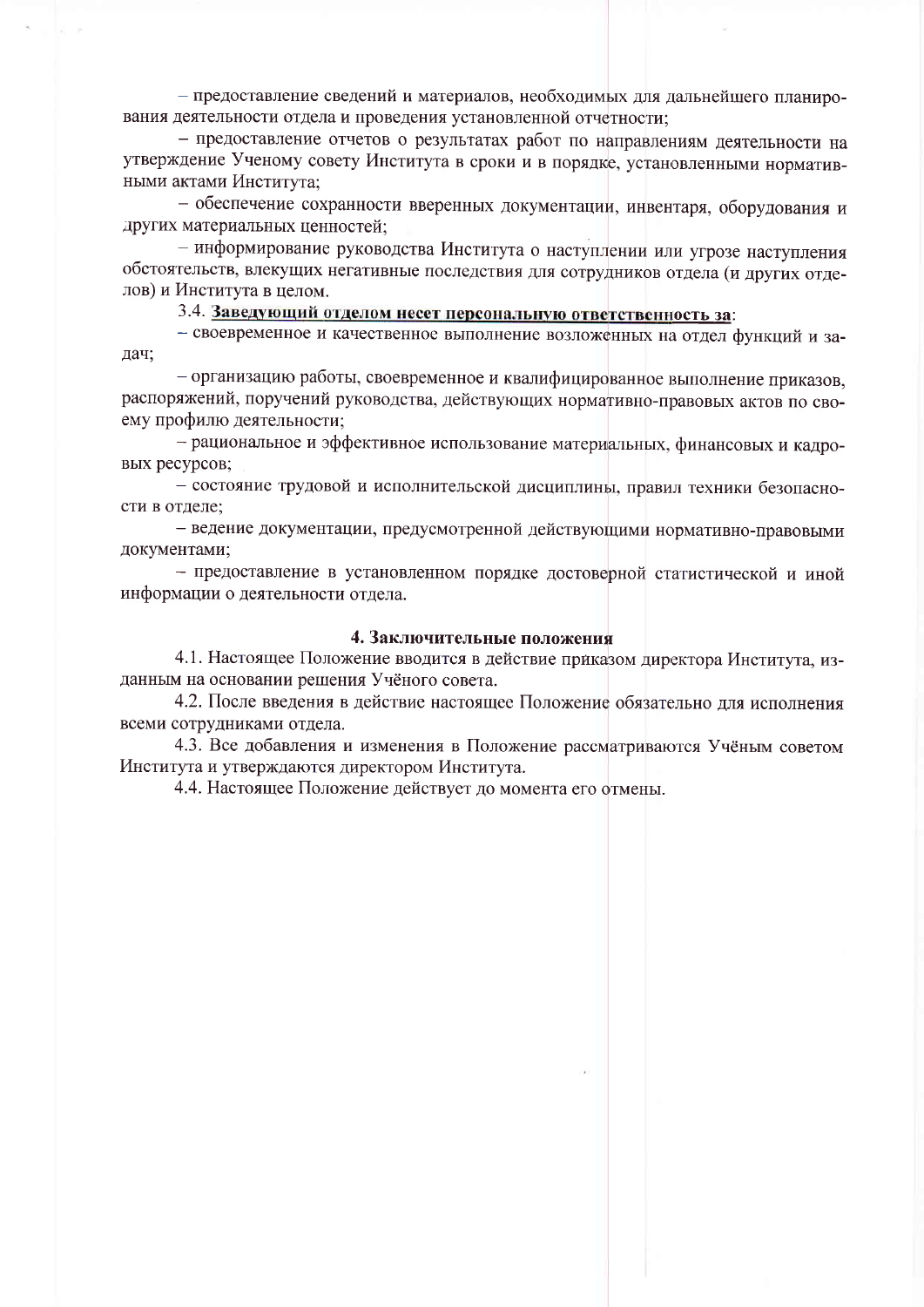– предоставление сведений и материалов, необходимых для дальнейшего планирования деятельности отдела и проведения установленной отчетности;

– предоставление отчетов о результатах работ по направлениям деятельности на утверждение Ученому совету Института в сроки и в порядке, установленными нормативными актами Института;

– обеспечение сохранности вверенных документации, инвентаря, оборудования и других материальных ценностей;

– информирование руководства Института о наступлении или угрозе наступления обстоятельств, влекущих негативные последствия для сотрудников отдела (и других отделов) и Института в целом.

3.4. **Заведующий отделом несет персональную ответственность за**:

– своевременное и качественное выполнение возложенных на отдел функций и задач;

– организацию работы, своевременное и квалифицированное выполнение приказов, распоряжений, поручений руководства, действующих нормативно-правовых актов по своему профилю деятельности;

– рациональное и эффективное использование материальных, финансовых и кадровых ресурсов;

– состояние трудовой и исполнительской дисциплины, правил техники безопасности в отделе;

– ведение документации, предусмотренной действующими нормативно-правовыми документами;

– предоставление в установленном порядке достоверной статистической и иной информации о деятельности отдела.

## 4. Заключительные положения

4.1. Настоящее Положение вводится в действие приказом директора Института, изданным на основании решения Учёного совета.

4.2. После введения в действие настоящее Положение обязательно для исполнения всеми сотрудниками отдела.

4.3. Все добавления и изменения в Положение рассматриваются Учёным советом Института и утверждаются директором Института.

4.4. Настоящее Положение действует до момента его отмены.